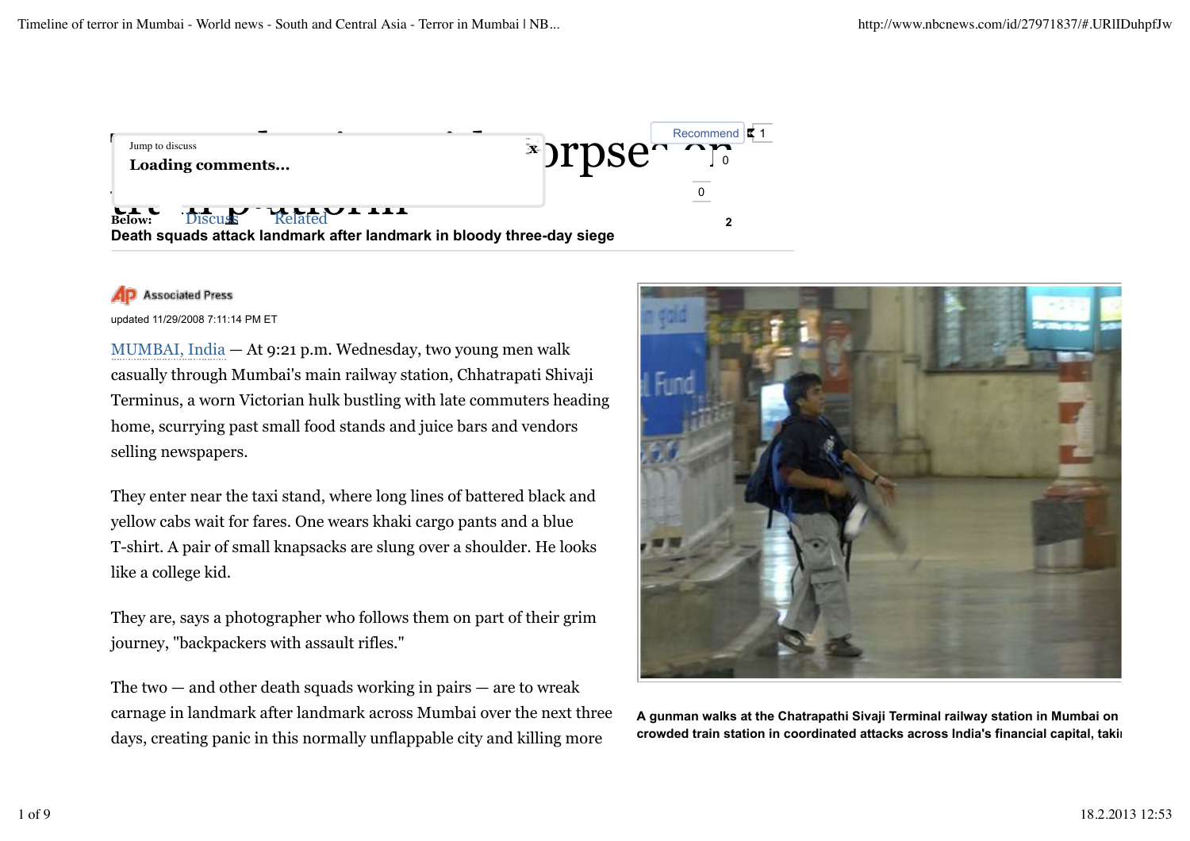Jump to discuss

**Loading comments...**

Below: Discuss Related

**Death squads attack landmark after landmark in bloody three-day siege**

Associated Press

updated 11/29/2008 7:11:14 PM ET

MUMBAI, India — At 9:21 p.m. Wednesday, two young men walk casually through Mumbai's main railway station, Chhatrapati Shivaji Terminus, a worn Victorian hulk bustling with late commuters heading home, scurrying past small food stands and juice bars and vendors selling newspapers.

They enter near the taxi stand, where long lines of battered black and yellow cabs wait for fares. One wears khaki cargo pants and a blue T-shirt. A pair of small knapsacks are slung over a shoulder. He looks like a college kid.

They are, says a photographer who follows them on part of their grim journey, "backpackers with assault rifles."

The two — and other death squads working in pairs — are to wreak carnage in landmark after landmark across Mumbai over the next three days, creating panic in this normally unflappable city and killing more

A gunman walks at the Chatrapathi Sivaji Terminal railway station in Mumbai on crowded train station in coordinated attacks across India's financial capital, takii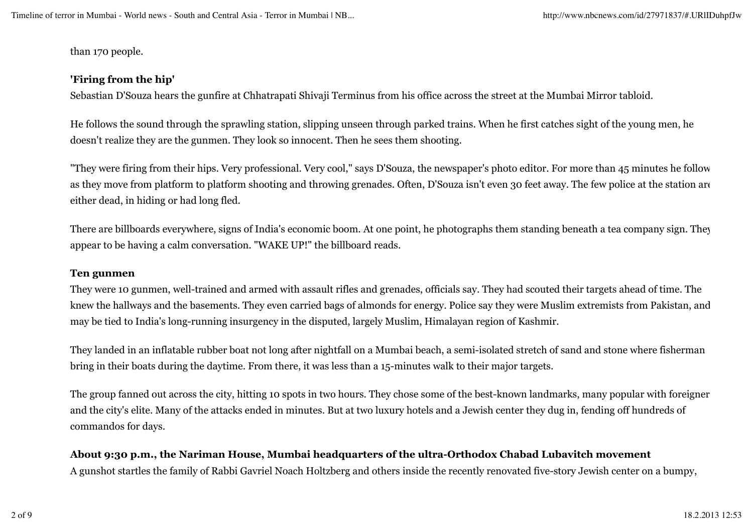than 170 people.

**'Firing from the hip'**

Sebastian D'Souza hears the gunfire at Chhatrapati Shivaji Terminus from his office across the street at the Mumbai Mirror tabloid.

He follows the sound through the sprawling station, slipping unseen through parked trains. When he first catches sight of the young men, he doesn't realize they are the gunmen. They look so innocent. Then he sees them shooting.

"They were firing from their hips. Very professional. Very cool," says D'Souza, the newspaper's photo editor. For more than 45 minutes he follow as they move from platform to platform shooting and throwing grenades. Often, D'Souza isn't even 30 feet away. The few police at the station are either dead, in hiding or had long fled.

There are billboards everywhere, signs of India's economic boom. At one point, he photographs them standing beneath a tea company sign. They appear to be having a calm conversation. "WAKE UP!" the billboard reads.

**Ten gunmen**

They were 10 gunmen, well-trained and armed with assault rifles and grenades, officials say. They had scouted their targets ahead of time. The knew the hallways and the basements. They even carried bags of almonds for energy. Police say they were Muslim extremists from Pakistan, and may be tied to India's long-running insurgency in the disputed, largely Muslim, Himalayan region of Kashmir.

They landed in an inflatable rubber boat not long after nightfall on a Mumbai beach, a semi-isolated stretch of sand and stone where fisherman bring in their boats during the daytime. From there, it was less than a 15-minutes walk to their major targets.

The group fanned out across the city, hitting 10 spots in two hours. They chose some of the best-known landmarks, many popular with foreigner and the city's elite. Many of the attacks ended in minutes. But at two luxury hotels and a Jewish center they dug in, fending off hundreds of commandos for days.

**About 9:30 p.m., the Nariman House, Mumbai headquarters of the ultra-Orthodox Chabad Lubavitch movement**

A gunshot startles the family of Rabbi Gavriel Noach Holtzberg and others inside the recently renovated five-story Jewish center on a bumpy,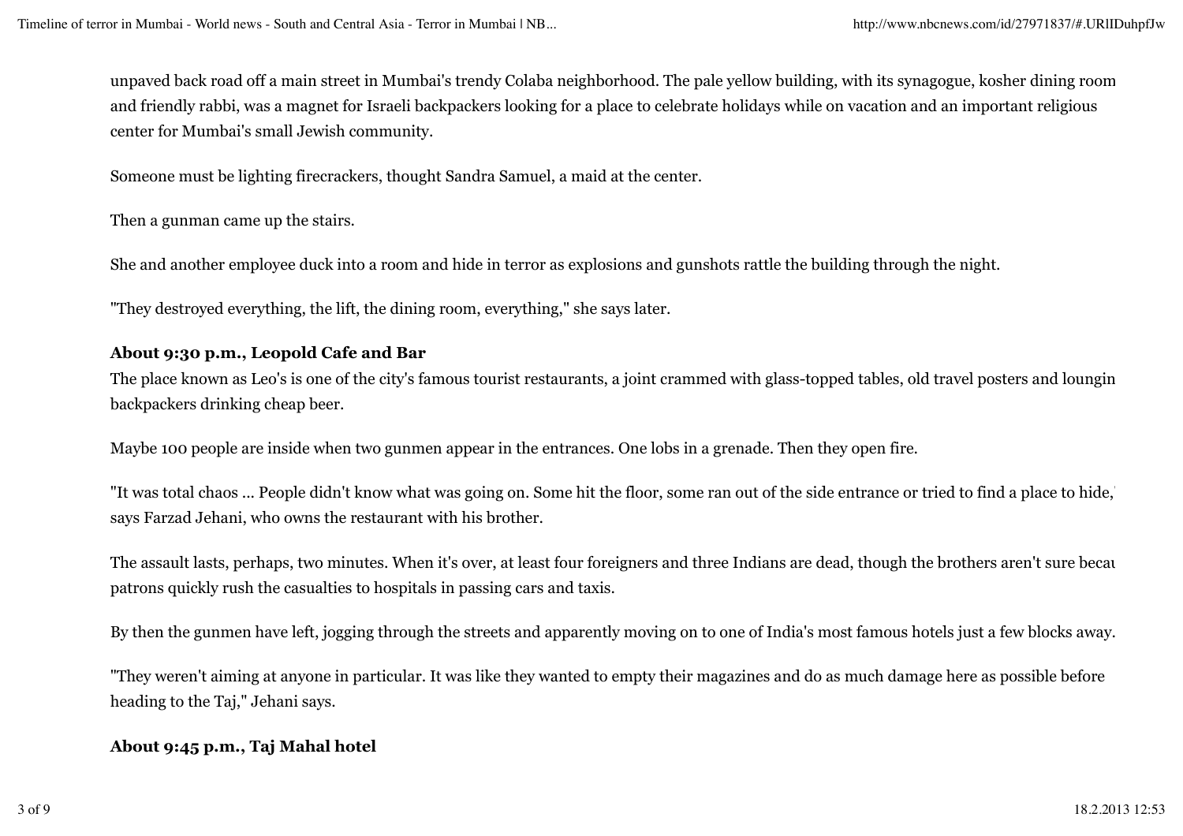unpaved back road off a main street in Mumbai's trendy Colaba neighborhood. The pale yellow building, with its synagogue, kosher dining room and friendly rabbi, was a magnet for Israeli backpackers looking for a place to celebrate holidays while on vacation and an important religious center for Mumbai's small Jewish community.

Someone must be lighting firecrackers, thought Sandra Samuel, a maid at the center.

Then a gunman came up the stairs.

She and another employee duck into a room and hide in terror as explosions and gunshots rattle the building through the night.

"They destroyed everything, the lift, the dining room, everything," she says later.

**About 9:30 p.m., Leopold Cafe and Bar**

The place known as Leo's is one of the city's famous tourist restaurants, a joint crammed with glass-topped tables, old travel posters and loungin backpackers drinking cheap beer.

Maybe 100 people are inside when two gunmen appear in the entrances. One lobs in a grenade. Then they open fire.

"It was total chaos ... People didn't know what was going on. Some hit the floor, some ran out of the side entrance or tried to find a place to hide, says Farzad Jehani, who owns the restaurant with his brother.

The assault lasts, perhaps, two minutes. When it's over, at least four foreigners and three Indians are dead, though the brothers aren't sure becau patrons quickly rush the casualties to hospitals in passing cars and taxis.

By then the gunmen have left, jogging through the streets and apparently moving on to one of India's most famous hotels just a few blocks away.

"They weren't aiming at anyone in particular. It was like they wanted to empty their magazines and do as much damage here as possible before heading to the Taj," Jehani says.

**About 9:45 p.m., Taj Mahal hotel**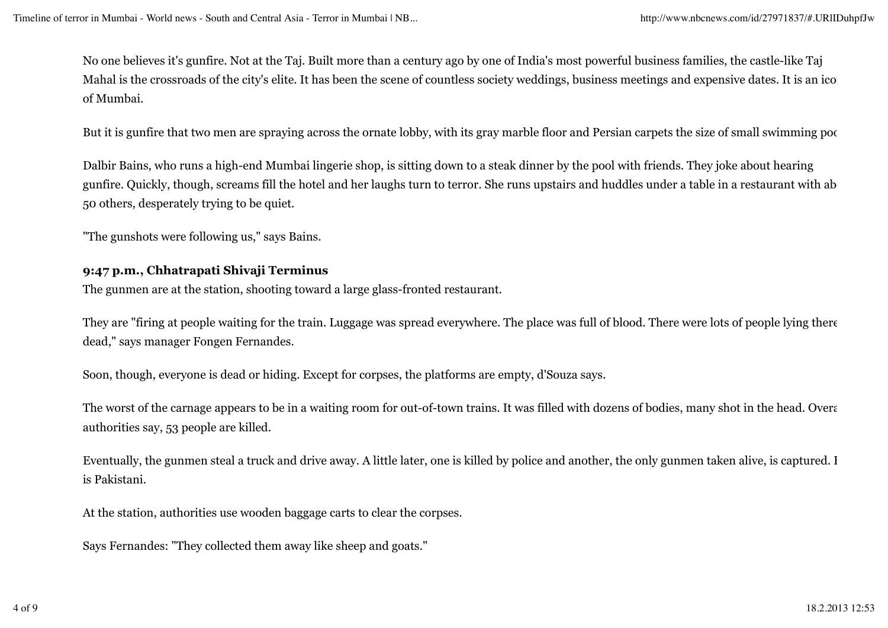No one believes it's gunfire. Not at the Taj. Built more than a century ago by one of India's most powerful business families, the castle-like Taj Mahal is the crossroads of the city's elite. It has been the scene of countless society weddings, business meetings and expensive dates. It is an ico of Mumbai.

But it is gunfire that two men are spraying across the ornate lobby, with its gray marble floor and Persian carpets the size of small swimming poc

Dalbir Bains, who runs a high-end Mumbai lingerie shop, is sitting down to a steak dinner by the pool with friends. They joke about hearing gunfire. Quickly, though, screams fill the hotel and her laughs turn to terror. She runs upstairs and huddles under a table in a restaurant with ab 50 others, desperately trying to be quiet.

"The gunshots were following us," says Bains.

**9:47 p.m., Chhatrapati Shivaji Terminus**

The gunmen are at the station, shooting toward a large glass-fronted restaurant.

They are "firing at people waiting for the train. Luggage was spread everywhere. The place was full of blood. There were lots of people lying there dead," says manager Fongen Fernandes.

Soon, though, everyone is dead or hiding. Except for corpses, the platforms are empty, d'Souza says.

The worst of the carnage appears to be in a waiting room for out-of-town trains. It was filled with dozens of bodies, many shot in the head. Overa authorities say, 53 people are killed.

Eventually, the gunmen steal a truck and drive away. A little later, one is killed by police and another, the only gunmen taken alive, is captured. I is Pakistani.

At the station, authorities use wooden baggage carts to clear the corpses.

Says Fernandes: "They collected them away like sheep and goats."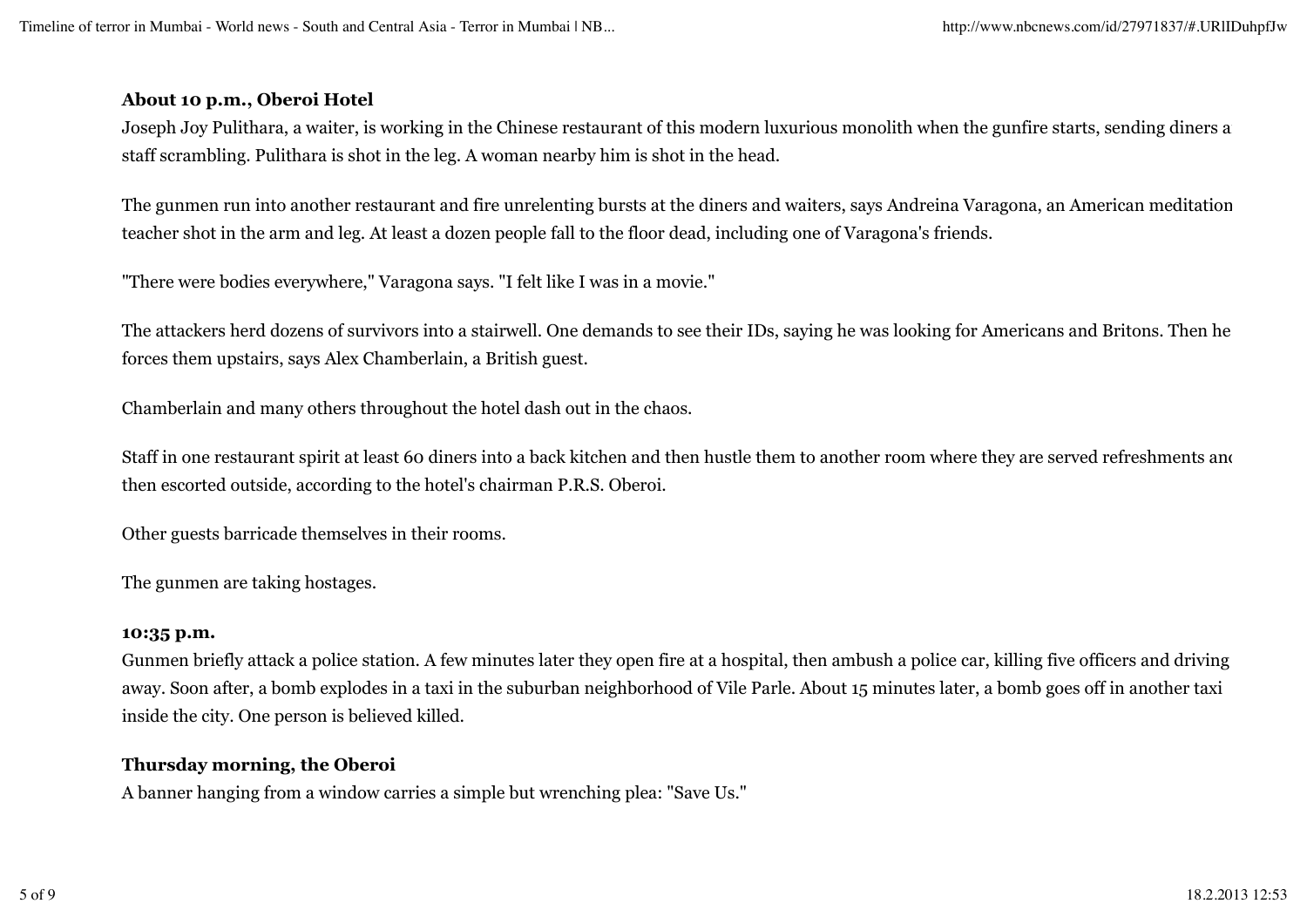**About 10 p.m., Oberoi Hotel**

Joseph Joy Pulithara, a waiter, is working in the Chinese restaurant of this modern luxurious monolith when the gunfire starts, sending diners a staff scrambling. Pulithara is shot in the leg. A woman nearby him is shot in the head.

The gunmen run into another restaurant and fire unrelenting bursts at the diners and waiters, says Andreina Varagona, an American meditation teacher shot in the arm and leg. At least a dozen people fall to the floor dead, including one of Varagona's friends.

"There were bodies everywhere," Varagona says. "I felt like I was in a movie."

The attackers herd dozens of survivors into a stairwell. One demands to see their IDs, saying he was looking for Americans and Britons. Then he forces them upstairs, says Alex Chamberlain, a British guest.

Chamberlain and many others throughout the hotel dash out in the chaos.

Staff in one restaurant spirit at least 60 diners into a back kitchen and then hustle them to another room where they are served refreshments anc then escorted outside, according to the hotel's chairman P.R.S. Oberoi.

Other guests barricade themselves in their rooms.

The gunmen are taking hostages.

**10:35 p.m.**

Gunmen briefly attack a police station. A few minutes later they open fire at a hospital, then ambush a police car, killing five officers and driving away. Soon after, a bomb explodes in a taxi in the suburban neighborhood of Vile Parle. About 15 minutes later, a bomb goes off in another taxi inside the city. One person is believed killed.

**Thursday morning, the Oberoi**

A banner hanging from a window carries a simple but wrenching plea: "Save Us."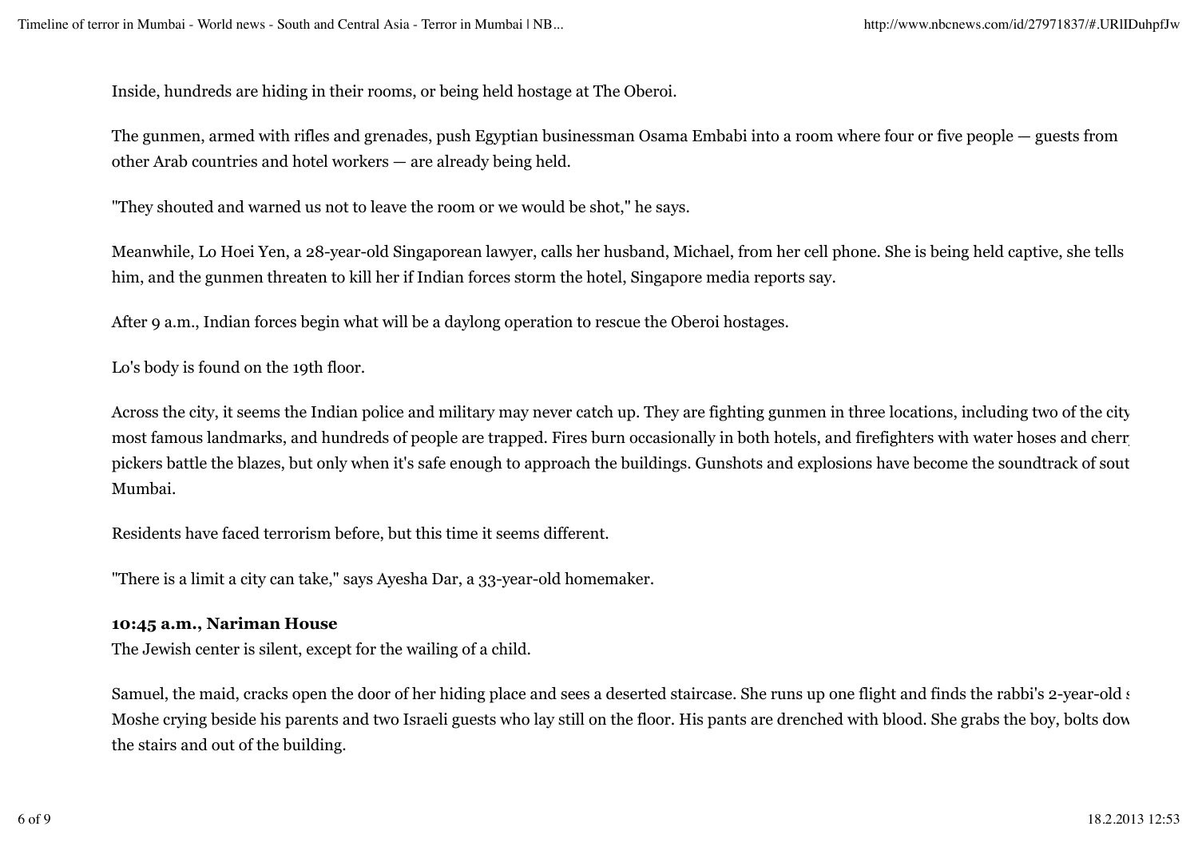Inside, hundreds are hiding in their rooms, or being held hostage at The Oberoi.

The gunmen, armed with rifles and grenades, push Egyptian businessman Osama Embabi into a room where four or five people — guests from other Arab countries and hotel workers — are already being held.

"They shouted and warned us not to leave the room or we would be shot," he says.

Meanwhile, Lo Hoei Yen, a 28-year-old Singaporean lawyer, calls her husband, Michael, from her cell phone. She is being held captive, she tells him, and the gunmen threaten to kill her if Indian forces storm the hotel, Singapore media reports say.

After 9 a.m., Indian forces begin what will be a daylong operation to rescue the Oberoi hostages.

Lo's body is found on the 19th floor.

Across the city, it seems the Indian police and military may never catch up. They are fighting gunmen in three locations, including two of the city most famous landmarks, and hundreds of people are trapped. Fires burn occasionally in both hotels, and firefighters with water hoses and cherr pickers battle the blazes, but only when it's safe enough to approach the buildings. Gunshots and explosions have become the soundtrack of sout Mumbai.

Residents have faced terrorism before, but this time it seems different.

"There is a limit a city can take," says Ayesha Dar, a 33-year-old homemaker.

**10:45 a.m., Nariman House**
The Jewish center is silent, except for the wailing of a child.

Samuel, the maid, cracks open the door of her hiding place and sees a deserted staircase. She runs up one flight and finds the rabbi's 2-year-old s Moshe crying beside his parents and two Israeli guests who lay still on the floor. His pants are drenched with blood. She grabs the boy, bolts dow the stairs and out of the building.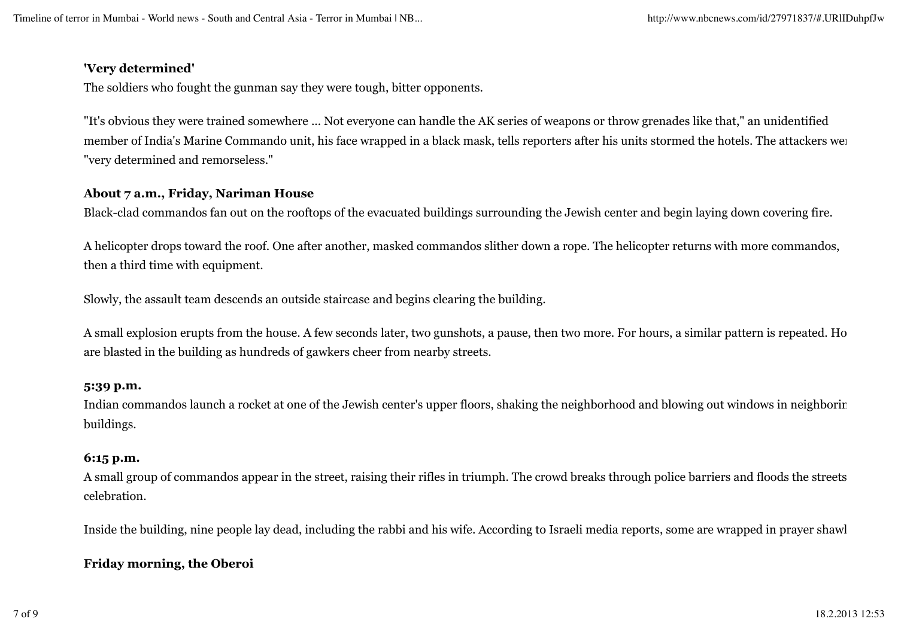**'Very determined'**

The soldiers who fought the gunman say they were tough, bitter opponents.

"It's obvious they were trained somewhere ... Not everyone can handle the AK series of weapons or throw grenades like that," an unidentified member of India's Marine Commando unit, his face wrapped in a black mask, tells reporters after his units stormed the hotels. The attackers wer "very determined and remorseless."

**About 7 a.m., Friday, Nariman House**

Black-clad commandos fan out on the rooftops of the evacuated buildings surrounding the Jewish center and begin laying down covering fire.

A helicopter drops toward the roof. One after another, masked commandos slither down a rope. The helicopter returns with more commandos, then a third time with equipment.

Slowly, the assault team descends an outside staircase and begins clearing the building.

A small explosion erupts from the house. A few seconds later, two gunshots, a pause, then two more. For hours, a similar pattern is repeated. Ho are blasted in the building as hundreds of gawkers cheer from nearby streets.

**5:39 p.m.**

Indian commandos launch a rocket at one of the Jewish center's upper floors, shaking the neighborhood and blowing out windows in neighborin buildings.

**6:15 p.m.**

A small group of commandos appear in the street, raising their rifles in triumph. The crowd breaks through police barriers and floods the streets celebration.

Inside the building, nine people lay dead, including the rabbi and his wife. According to Israeli media reports, some are wrapped in prayer shawl

**Friday morning, the Oberoi**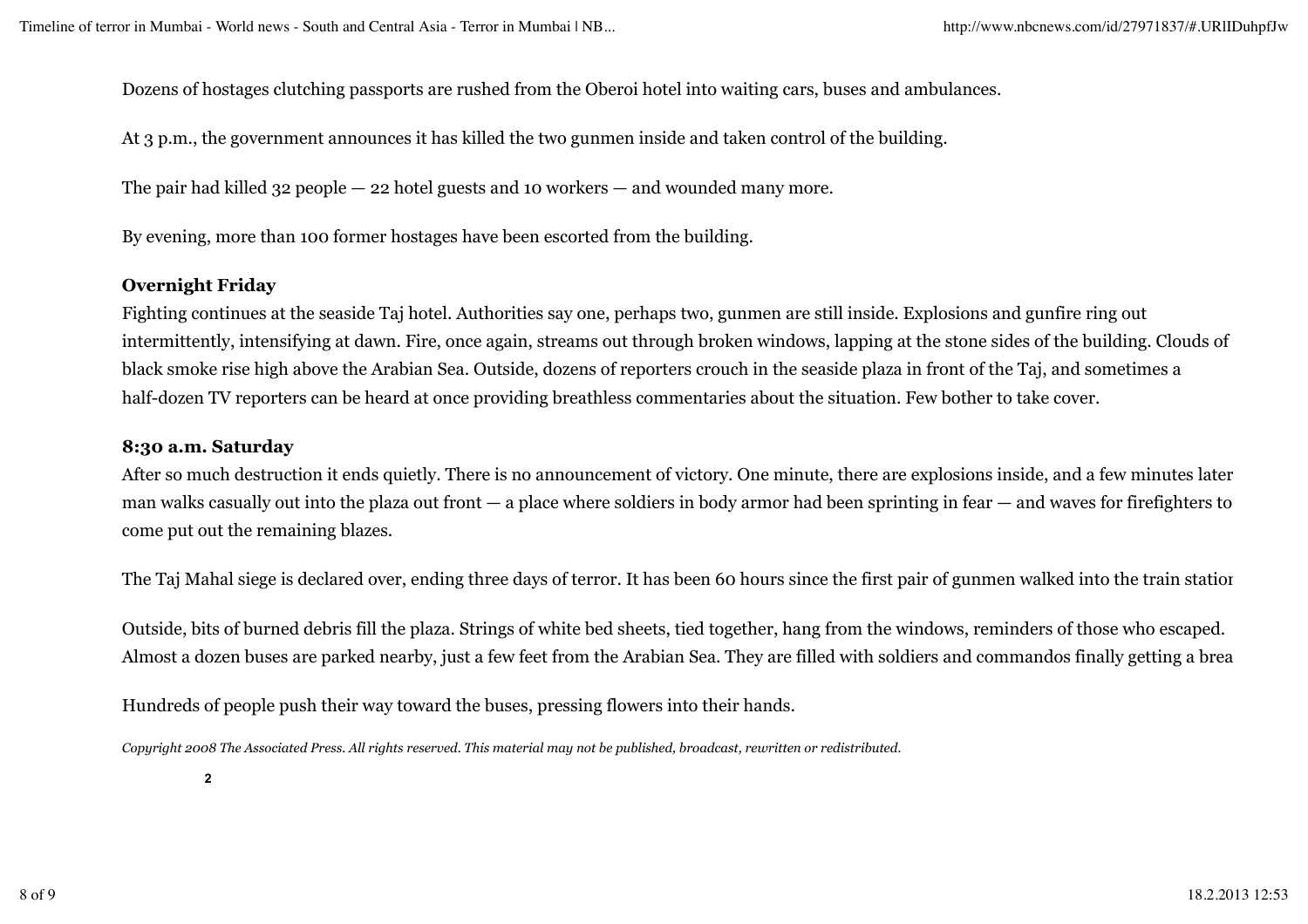Dozens of hostages clutching passports are rushed from the Oberoi hotel into waiting cars, buses and ambulances.

At 3 p.m., the government announces it has killed the two gunmen inside and taken control of the building.

The pair had killed 32 people — 22 hotel guests and 10 workers — and wounded many more.

By evening, more than 100 former hostages have been escorted from the building.

**Overnight Friday**

Fighting continues at the seaside Taj hotel. Authorities say one, perhaps two, gunmen are still inside. Explosions and gunfire ring out intermittently, intensifying at dawn. Fire, once again, streams out through broken windows, lapping at the stone sides of the building. Clouds of black smoke rise high above the Arabian Sea. Outside, dozens of reporters crouch in the seaside plaza in front of the Taj, and sometimes a half-dozen TV reporters can be heard at once providing breathless commentaries about the situation. Few bother to take cover.

**8:30 a.m. Saturday**

After so much destruction it ends quietly. There is no announcement of victory. One minute, there are explosions inside, and a few minutes later man walks casually out into the plaza out front — a place where soldiers in body armor had been sprinting in fear — and waves for firefighters to come put out the remaining blazes.

The Taj Mahal siege is declared over, ending three days of terror. It has been 60 hours since the first pair of gunmen walked into the train statior

Outside, bits of burned debris fill the plaza. Strings of white bed sheets, tied together, hang from the windows, reminders of those who escaped. Almost a dozen buses are parked nearby, just a few feet from the Arabian Sea. They are filled with soldiers and commandos finally getting a brea

Hundreds of people push their way toward the buses, pressing flowers into their hands.

*Copyright 2008 The Associated Press. All rights reserved. This material may not be published, broadcast, rewritten or redistributed.*

**2**